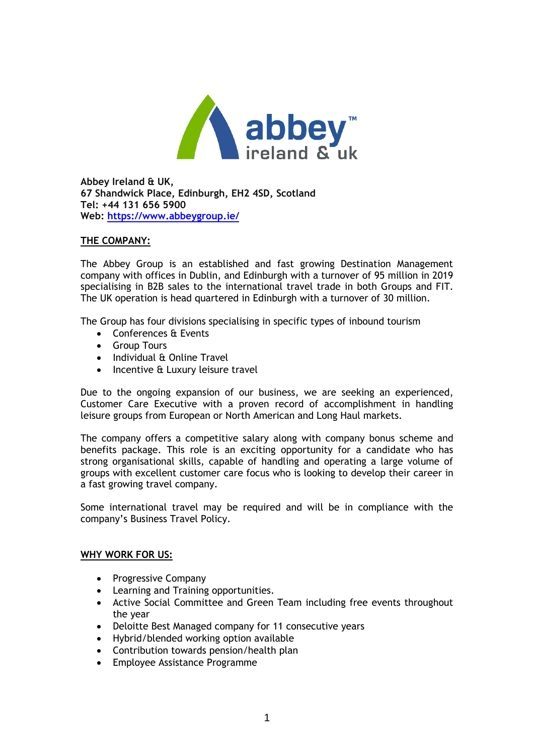**Abbey Ireland & UK,**
**67 Shandwick Place, Edinburgh, EH2 4SD, Scotland**
**Tel: +44 131 656 5900**
**Web: [https://www.abbeygroup.ie/](https://www.abbeygroup.ie/)**

## THE COMPANY:

The Abbey Group is an established and fast growing Destination Management company with offices in Dublin, and Edinburgh with a turnover of 95 million in 2019 specialising in B2B sales to the international travel trade in both Groups and FIT. The UK operation is head quartered in Edinburgh with a turnover of 30 million.

The Group has four divisions specialising in specific types of inbound tourism

- Conferences & Events
- Group Tours
- Individual & Online Travel
- Incentive & Luxury leisure travel

Due to the ongoing expansion of our business, we are seeking an experienced, Customer Care Executive with a proven record of accomplishment in handling leisure groups from European or North American and Long Haul markets.

The company offers a competitive salary along with company bonus scheme and benefits package. This role is an exciting opportunity for a candidate who has strong organisational skills, capable of handling and operating a large volume of groups with excellent customer care focus who is looking to develop their career in a fast growing travel company.

Some international travel may be required and will be in compliance with the company's Business Travel Policy.

## WHY WORK FOR US:

- Progressive Company
- Learning and Training opportunities.
- Active Social Committee and Green Team including free events throughout the year
- Deloitte Best Managed company for 11 consecutive years
- Hybrid/blended working option available
- Contribution towards pension/health plan
- Employee Assistance Programme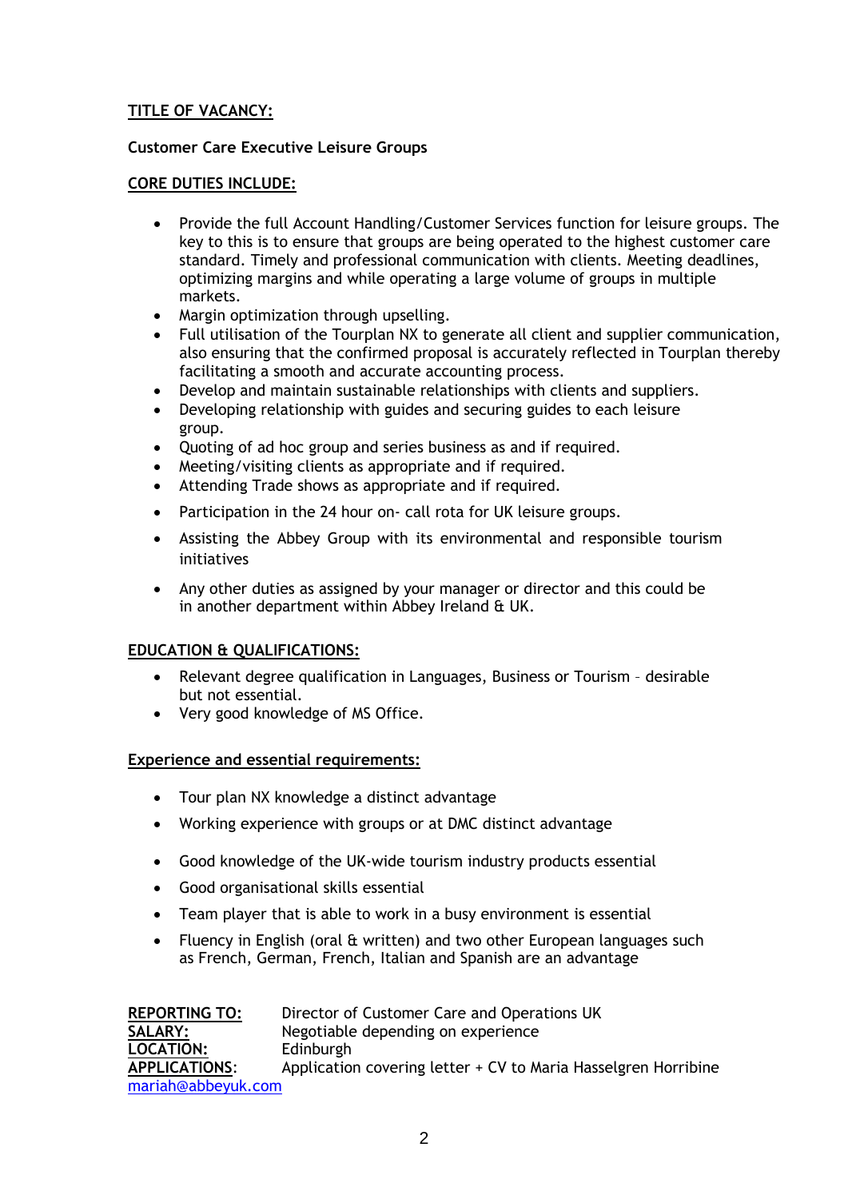**TITLE OF VACANCY:**

**Customer Care Executive Leisure Groups**

**CORE DUTIES INCLUDE:**

- Provide the full Account Handling/Customer Services function for leisure groups. The key to this is to ensure that groups are being operated to the highest customer care standard. Timely and professional communication with clients. Meeting deadlines, optimizing margins and while operating a large volume of groups in multiple markets.
- Margin optimization through upselling.
- Full utilisation of the Tourplan NX to generate all client and supplier communication, also ensuring that the confirmed proposal is accurately reflected in Tourplan thereby facilitating a smooth and accurate accounting process.
- Develop and maintain sustainable relationships with clients and suppliers.
- Developing relationship with guides and securing guides to each leisure group.
- Quoting of ad hoc group and series business as and if required.
- Meeting/visiting clients as appropriate and if required.
- Attending Trade shows as appropriate and if required.
- Participation in the 24 hour on- call rota for UK leisure groups.
- Assisting the Abbey Group with its environmental and responsible tourism initiatives
- Any other duties as assigned by your manager or director and this could be in another department within Abbey Ireland & UK.

**EDUCATION & QUALIFICATIONS:**

- Relevant degree qualification in Languages, Business or Tourism – desirable but not essential.
- Very good knowledge of MS Office.

**Experience and essential requirements:**

- Tour plan NX knowledge a distinct advantage
- Working experience with groups or at DMC distinct advantage
- Good knowledge of the UK-wide tourism industry products essential
- Good organisational skills essential
- Team player that is able to work in a busy environment is essential
- Fluency in English (oral & written) and two other European languages such as French, German, French, Italian and Spanish are an advantage

**REPORTING TO:** Director of Customer Care and Operations UK
**SALARY:** Negotiable depending on experience
**LOCATION:** Edinburgh
**APPLICATIONS**: Application covering letter + CV to Maria Hasselgren Horribine
mariah@abbeyuk.com